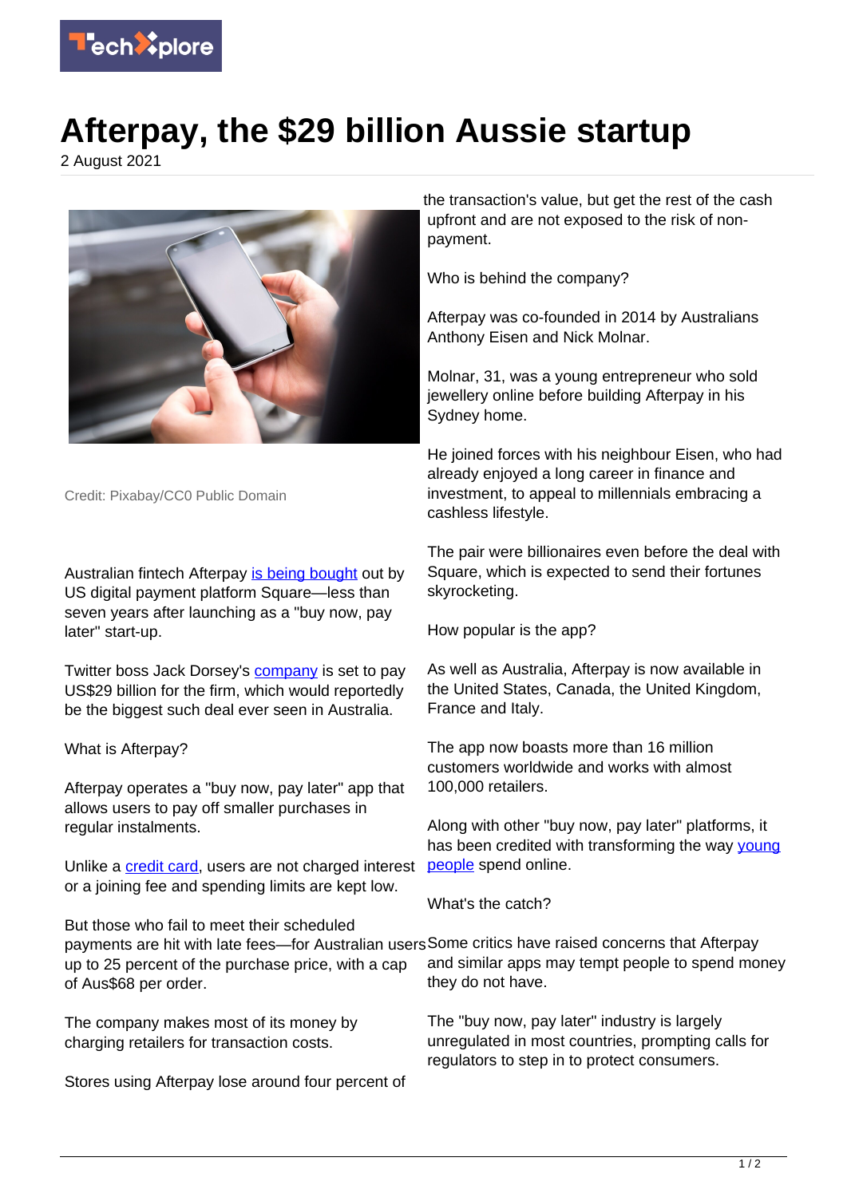# Afterpay, the $29 billion Aussie startup

2 August 2021

Credit: Pixabay/CC0 Public Domain

Australian fintech Afterpay is being bought out by US digital payment platform Square—less than seven years after launching as a "buy now, pay later" start-up.

Twitter boss Jack Dorsey's company is set to pay US$29 billion for the firm, which would reportedly be the biggest such deal ever seen in Australia.

What is Afterpay?

Afterpay operates a "buy now, pay later" app that allows users to pay off smaller purchases in regular instalments.

Unlike a credit card, users are not charged interest or a joining fee and spending limits are kept low.

But those who fail to meet their scheduled payments are hit with late fees—for Australian users up to 25 percent of the purchase price, with a cap of Aus$68 per order.

The company makes most of its money by charging retailers for transaction costs.

Stores using Afterpay lose around four percent of the transaction's value, but get the rest of the cash upfront and are not exposed to the risk of non-payment.

Who is behind the company?

Afterpay was co-founded in 2014 by Australians Anthony Eisen and Nick Molnar.

Molnar, 31, was a young entrepreneur who sold jewellery online before building Afterpay in his Sydney home.

He joined forces with his neighbour Eisen, who had already enjoyed a long career in finance and investment, to appeal to millennials embracing a cashless lifestyle.

The pair were billionaires even before the deal with Square, which is expected to send their fortunes skyrocketing.

How popular is the app?

As well as Australia, Afterpay is now available in the United States, Canada, the United Kingdom, France and Italy.

The app now boasts more than 16 million customers worldwide and works with almost 100,000 retailers.

Along with other "buy now, pay later" platforms, it has been credited with transforming the way young people spend online.

What's the catch?

Some critics have raised concerns that Afterpay and similar apps may tempt people to spend money they do not have.

The "buy now, pay later" industry is largely unregulated in most countries, prompting calls for regulators to step in to protect consumers.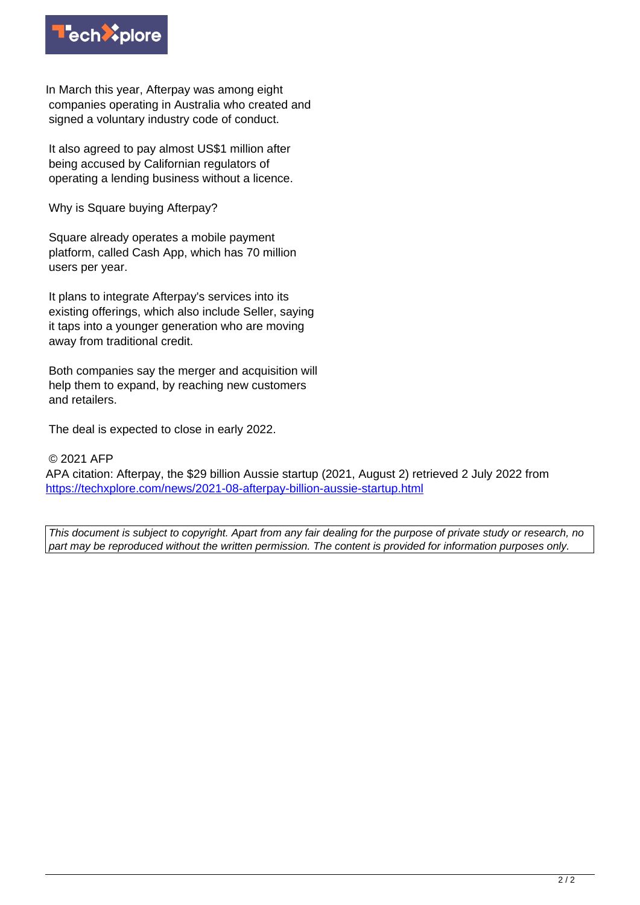In March this year, Afterpay was among eight companies operating in Australia who created and signed a voluntary industry code of conduct.

It also agreed to pay almost US$1 million after being accused by Californian regulators of operating a lending business without a licence.

Why is Square buying Afterpay?

Square already operates a mobile payment platform, called Cash App, which has 70 million users per year.

It plans to integrate Afterpay's services into its existing offerings, which also include Seller, saying it taps into a younger generation who are moving away from traditional credit.

Both companies say the merger and acquisition will help them to expand, by reaching new customers and retailers.

The deal is expected to close in early 2022.

© 2021 AFP

APA citation: Afterpay, the $29 billion Aussie startup (2021, August 2) retrieved 2 July 2022 from https://techxplore.com/news/2021-08-afterpay-billion-aussie-startup.html

*This document is subject to copyright. Apart from any fair dealing for the purpose of private study or research, no part may be reproduced without the written permission. The content is provided for information purposes only.*